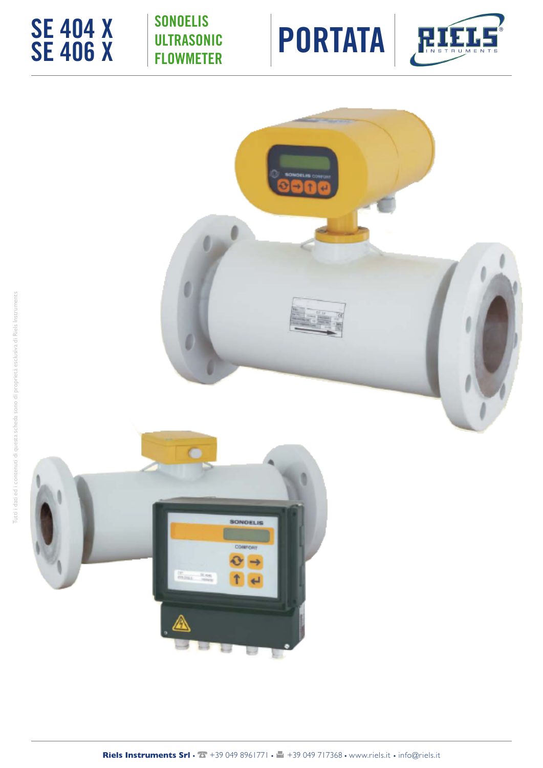# SE 404 X
# SE 406 X

## SONOELIS ULTRASONIC FLOWMETER

## PORTATA

Tutti i dati ed i contenuti di questa scheda sono di proprietà esclusiva di Riels Instruments

**Riels Instruments Srl** • ☎ +39 049 8961771 • 🖷 +39 049 717368 • www.riels.it • info@riels.it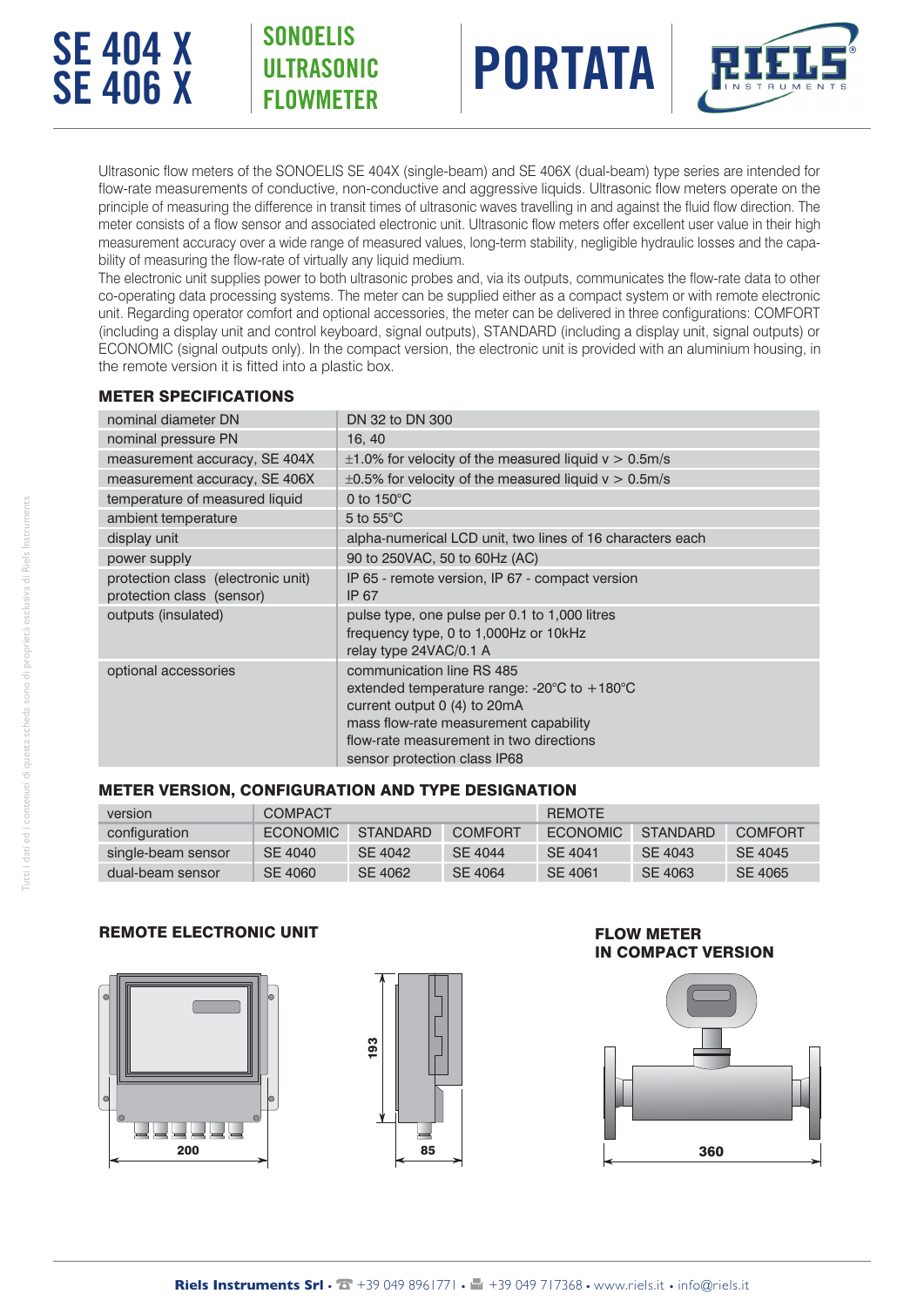# SE 404 X
# SE 406 X

## SONOELIS ULTRASONIC FLOWMETER

# PORTATA

RIELS INSTRUMENTS

Ultrasonic flow meters of the SONOELIS SE 404X (single-beam) and SE 406X (dual-beam) type series are intended for flow-rate measurements of conductive, non-conductive and aggressive liquids. Ultrasonic flow meters operate on the principle of measuring the difference in transit times of ultrasonic waves travelling in and against the fluid flow direction. The meter consists of a flow sensor and associated electronic unit. Ultrasonic flow meters offer excellent user value in their high measurement accuracy over a wide range of measured values, long-term stability, negligible hydraulic losses and the capability of measuring the flow-rate of virtually any liquid medium.

The electronic unit supplies power to both ultrasonic probes and, via its outputs, communicates the flow-rate data to other co-operating data processing systems. The meter can be supplied either as a compact system or with remote electronic unit. Regarding operator comfort and optional accessories, the meter can be delivered in three configurations: COMFORT (including a display unit and control keyboard, signal outputs), STANDARD (including a display unit, signal outputs) or ECONOMIC (signal outputs only). In the compact version, the electronic unit is provided with an aluminium housing, in the remote version it is fitted into a plastic box.

### METER SPECIFICATIONS

| | |
|---|---|
| nominal diameter DN | DN 32 to DN 300 |
| nominal pressure PN | 16, 40 |
| measurement accuracy, SE 404X | ±1.0% for velocity of the measured liquid v > 0.5m/s |
| measurement accuracy, SE 406X | ±0.5% for velocity of the measured liquid v > 0.5m/s |
| temperature of measured liquid | 0 to 150°C |
| ambient temperature | 5 to 55°C |
| display unit | alpha-numerical LCD unit, two lines of 16 characters each |
| power supply | 90 to 250VAC, 50 to 60Hz (AC) |
| protection class (electronic unit)<br>protection class (sensor) | IP 65 - remote version, IP 67 - compact version<br>IP 67 |
| outputs (insulated) | pulse type, one pulse per 0.1 to 1,000 litres<br>frequency type, 0 to 1,000Hz or 10kHz<br>relay type 24VAC/0.1 A |
| optional accessories | communication line RS 485<br>extended temperature range: -20°C to +180°C<br>current output 0 (4) to 20mA<br>mass flow-rate measurement capability<br>flow-rate measurement in two directions<br>sensor protection class IP68 |

### METER VERSION, CONFIGURATION AND TYPE DESIGNATION

| version | COMPACT | | | REMOTE | | |
|---|---|---|---|---|---|---|
| configuration | ECONOMIC | STANDARD | COMFORT | ECONOMIC | STANDARD | COMFORT |
| single-beam sensor | SE 4040 | SE 4042 | SE 4044 | SE 4041 | SE 4043 | SE 4045 |
| dual-beam sensor | SE 4060 | SE 4062 | SE 4064 | SE 4061 | SE 4063 | SE 4065 |

### REMOTE ELECTRONIC UNIT

200

193

85

### FLOW METER IN COMPACT VERSION

360

Tutti i dati ed i contenuti di questa scheda sono di proprietà esclusiva di Riels Instruments

**Riels Instruments Srl** • +39 049 8961771 • +39 049 717368 • www.riels.it • info@riels.it